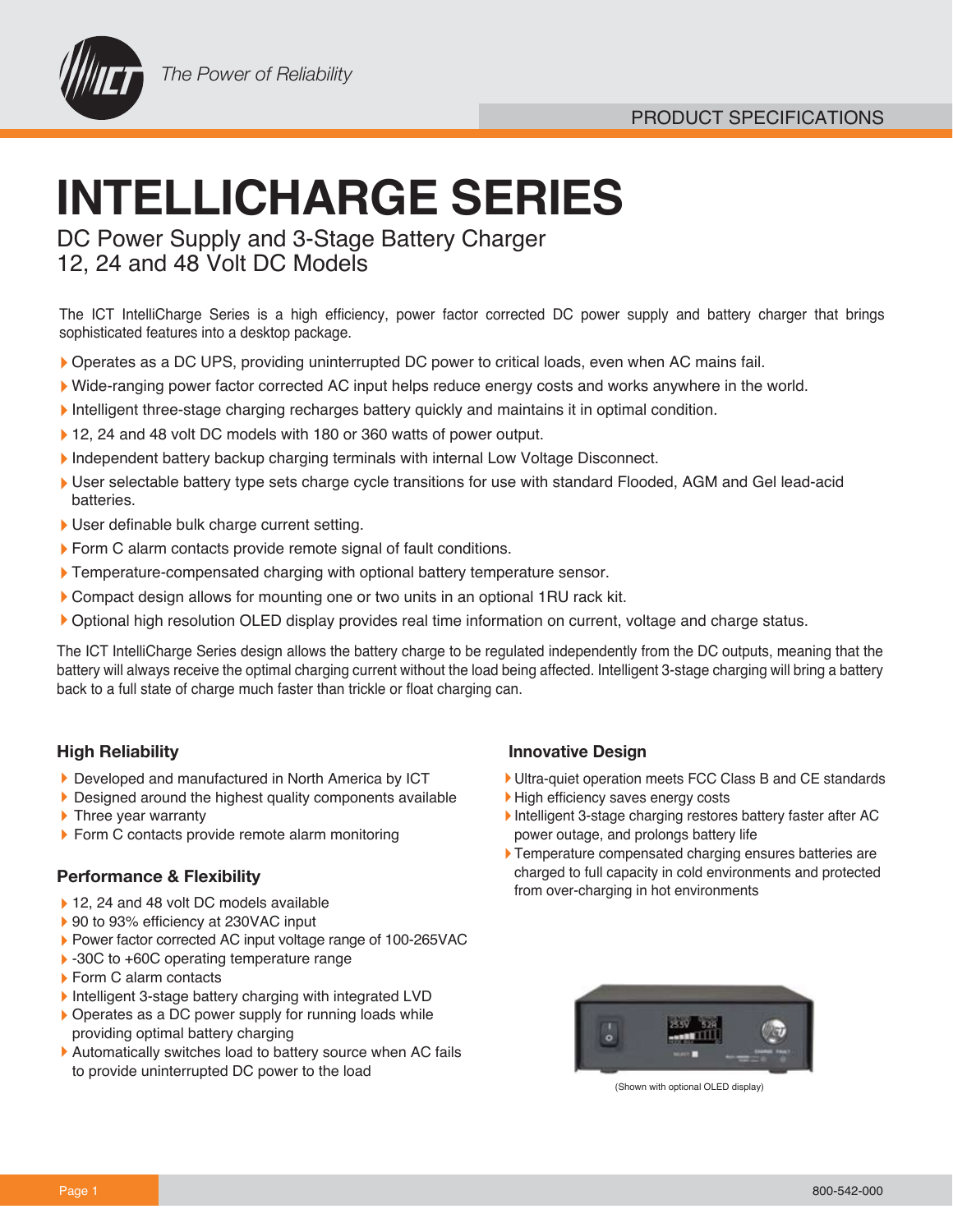# INTELLICHARGE SERIES

## DC Power Supply and 3-Stage Battery Charger
## 12, 24 and 48 Volt DC Models

The ICT IntelliCharge Series is a high efficiency, power factor corrected DC power supply and battery charger that brings sophisticated features into a desktop package.

- Operates as a DC UPS, providing uninterrupted DC power to critical loads, even when AC mains fail.
- Wide-ranging power factor corrected AC input helps reduce energy costs and works anywhere in the world.
- Intelligent three-stage charging recharges battery quickly and maintains it in optimal condition.
- 12, 24 and 48 volt DC models with 180 or 360 watts of power output.
- Independent battery backup charging terminals with internal Low Voltage Disconnect.
- User selectable battery type sets charge cycle transitions for use with standard Flooded, AGM and Gel lead-acid batteries.
- User definable bulk charge current setting.
- Form C alarm contacts provide remote signal of fault conditions.
- Temperature-compensated charging with optional battery temperature sensor.
- Compact design allows for mounting one or two units in an optional 1RU rack kit.
- Optional high resolution OLED display provides real time information on current, voltage and charge status.

The ICT IntelliCharge Series design allows the battery charge to be regulated independently from the DC outputs, meaning that the battery will always receive the optimal charging current without the load being affected. Intelligent 3-stage charging will bring a battery back to a full state of charge much faster than trickle or float charging can.

### High Reliability

- Developed and manufactured in North America by ICT
- Designed around the highest quality components available
- Three year warranty
- Form C contacts provide remote alarm monitoring

### Performance & Flexibility

- 12, 24 and 48 volt DC models available
- 90 to 93% efficiency at 230VAC input
- Power factor corrected AC input voltage range of 100-265VAC
- -30C to +60C operating temperature range
- Form C alarm contacts
- Intelligent 3-stage battery charging with integrated LVD
- Operates as a DC power supply for running loads while providing optimal battery charging
- Automatically switches load to battery source when AC fails to provide uninterrupted DC power to the load

### Innovative Design

- Ultra-quiet operation meets FCC Class B and CE standards
- High efficiency saves energy costs
- Intelligent 3-stage charging restores battery faster after AC power outage, and prolongs battery life
- Temperature compensated charging ensures batteries are charged to full capacity in cold environments and protected from over-charging in hot environments

(Shown with optional OLED display)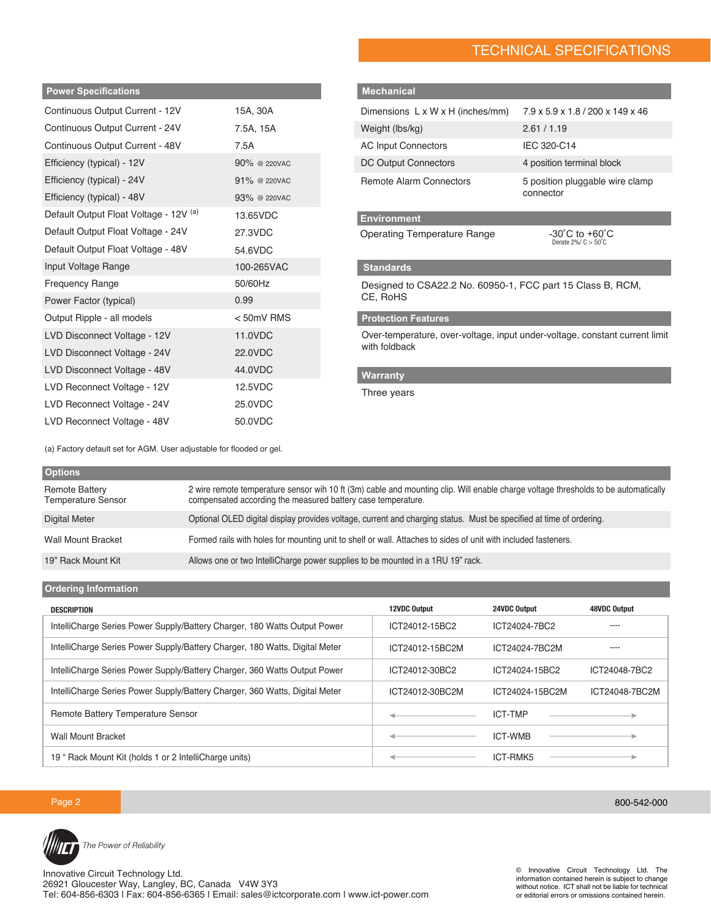# TECHNICAL SPECIFICATIONS

## Power Specifications

| | |
|---|---|
| Continuous Output Current - 12V | 15A, 30A |
| Continuous Output Current - 24V | 7.5A, 15A |
| Continuous Output Current - 48V | 7.5A |
| Efficiency (typical) - 12V | 90% @ 220VAC |
| Efficiency (typical) - 24V | 91% @ 220VAC |
| Efficiency (typical) - 48V | 93% @ 220VAC |
| Default Output Float Voltage - 12V [a] | 13.65VDC |
| Default Output Float Voltage - 24V | 27.3VDC |
| Default Output Float Voltage - 48V | 54.6VDC |
| Input Voltage Range | 100-265VAC |
| Frequency Range | 50/60Hz |
| Power Factor (typical) | 0.99 |
| Output Ripple - all models | < 50mV RMS |
| LVD Disconnect Voltage - 12V | 11.0VDC |
| LVD Disconnect Voltage - 24V | 22.0VDC |
| LVD Disconnect Voltage - 48V | 44.0VDC |
| LVD Reconnect Voltage - 12V | 12.5VDC |
| LVD Reconnect Voltage - 24V | 25.0VDC |
| LVD Reconnect Voltage - 48V | 50.0VDC |

(a) Factory default set for AGM. User adjustable for flooded or gel.

## Mechanical

| | |
|---|---|
| Dimensions L x W x H (inches/mm) | 7.9 x 5.9 x 1.8 / 200 x 149 x 46 |
| Weight (lbs/kg) | 2.61 / 1.19 |
| AC Input Connectors | IEC 320-C14 |
| DC Output Connectors | 4 position terminal block |
| Remote Alarm Connectors | 5 position pluggable wire clamp connector |

## Environment

| | |
|---|---|
| Operating Temperature Range | -30˚C to +60˚C<br>Derate 2%/ C > 50˚C |

## Standards

Designed to CSA22.2 No. 60950-1, FCC part 15 Class B, RCM, CE, RoHS

## Protection Features

Over-temperature, over-voltage, input under-voltage, constant current limit with foldback

## Warranty

Three years

## Options

| | |
|---|---|
| Remote Battery Temperature Sensor | 2 wire remote temperature sensor wih 10 ft (3m) cable and mounting clip. Will enable charge voltage thresholds to be automatically compensated according the measured battery case temperature. |
| Digital Meter | Optional OLED digital display provides voltage, current and charging status. Must be specified at time of ordering. |
| Wall Mount Bracket | Formed rails with holes for mounting unit to shelf or wall. Attaches to sides of unit with included fasteners. |
| 19" Rack Mount Kit | Allows one or two IntelliCharge power supplies to be mounted in a 1RU 19" rack. |

## Ordering Information

| DESCRIPTION | 12VDC Output | 24VDC Output | 48VDC Output |
|---|---|---|---|
| IntelliCharge Series Power Supply/Battery Charger, 180 Watts Output Power | ICT24012-15BC2 | ICT24024-7BC2 | ---- |
| IntelliCharge Series Power Supply/Battery Charger, 180 Watts, Digital Meter | ICT24012-15BC2M | ICT24024-7BC2M | ---- |
| IntelliCharge Series Power Supply/Battery Charger, 360 Watts Output Power | ICT24012-30BC2 | ICT24024-15BC2 | ICT24048-7BC2 |
| IntelliCharge Series Power Supply/Battery Charger, 360 Watts, Digital Meter | ICT24012-30BC2M | ICT24024-15BC2M | ICT24048-7BC2M |
| Remote Battery Temperature Sensor | ← | ICT-TMP | → |
| Wall Mount Bracket | ← | ICT-WMB | → |
| 19 " Rack Mount Kit (holds 1 or 2 IntelliCharge units) | ← | ICT-RMK5 | → |

800-542-000

The Power of Reliability

Innovative Circuit Technology Ltd.
26921 Gloucester Way, Langley, BC, Canada V4W 3Y3
Tel: 604-856-6303 I Fax: 604-856-6365 I Email: sales@ictcorporate.com I www.ict-power.com

© Innovative Circuit Technology Ltd. The information contained herein is subject to change without notice. ICT shall not be liable for technical or editorial errors or omissions contained herein.